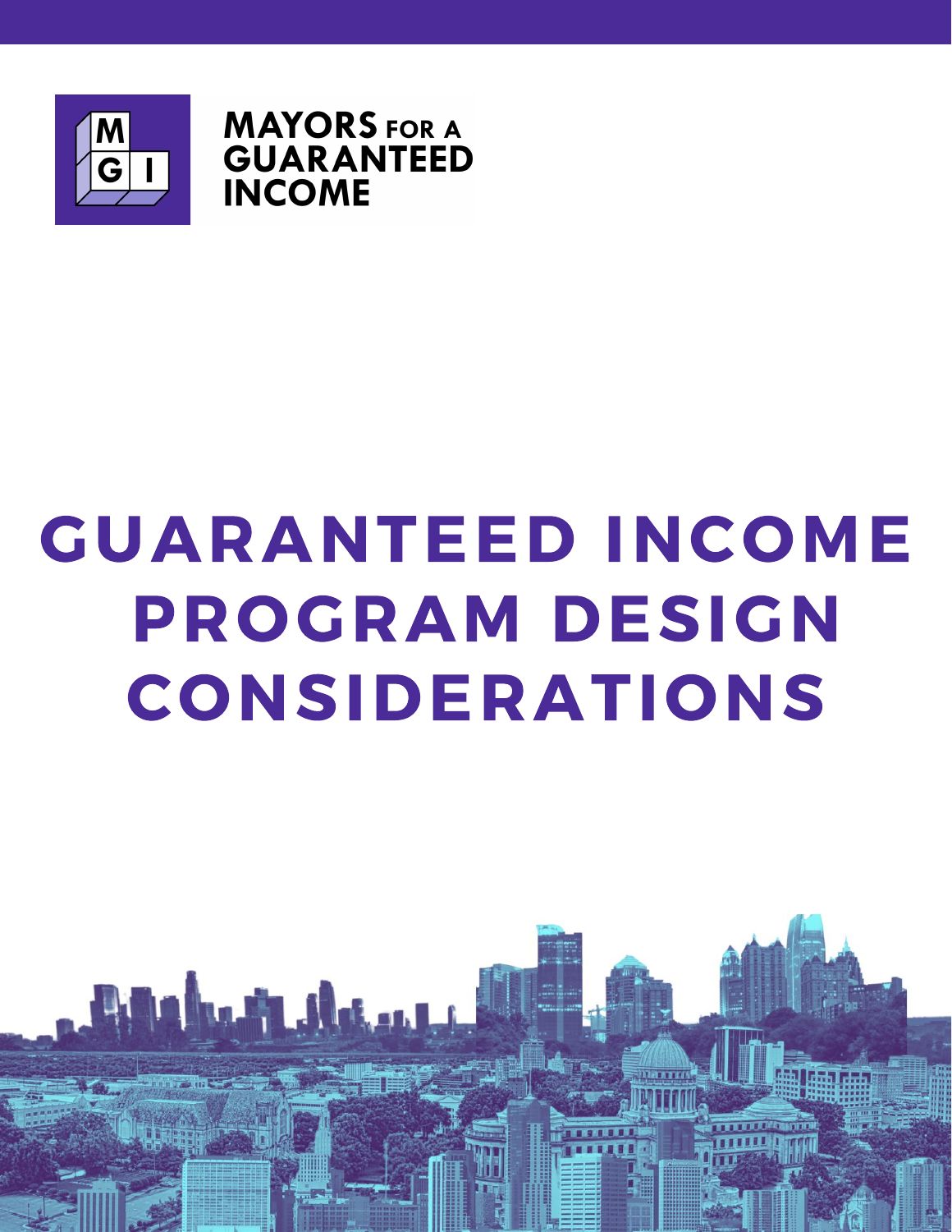MAYORS FOR A GUARANTEED INCOME

# GUARANTEED INCOME PROGRAM DESIGN CONSIDERATIONS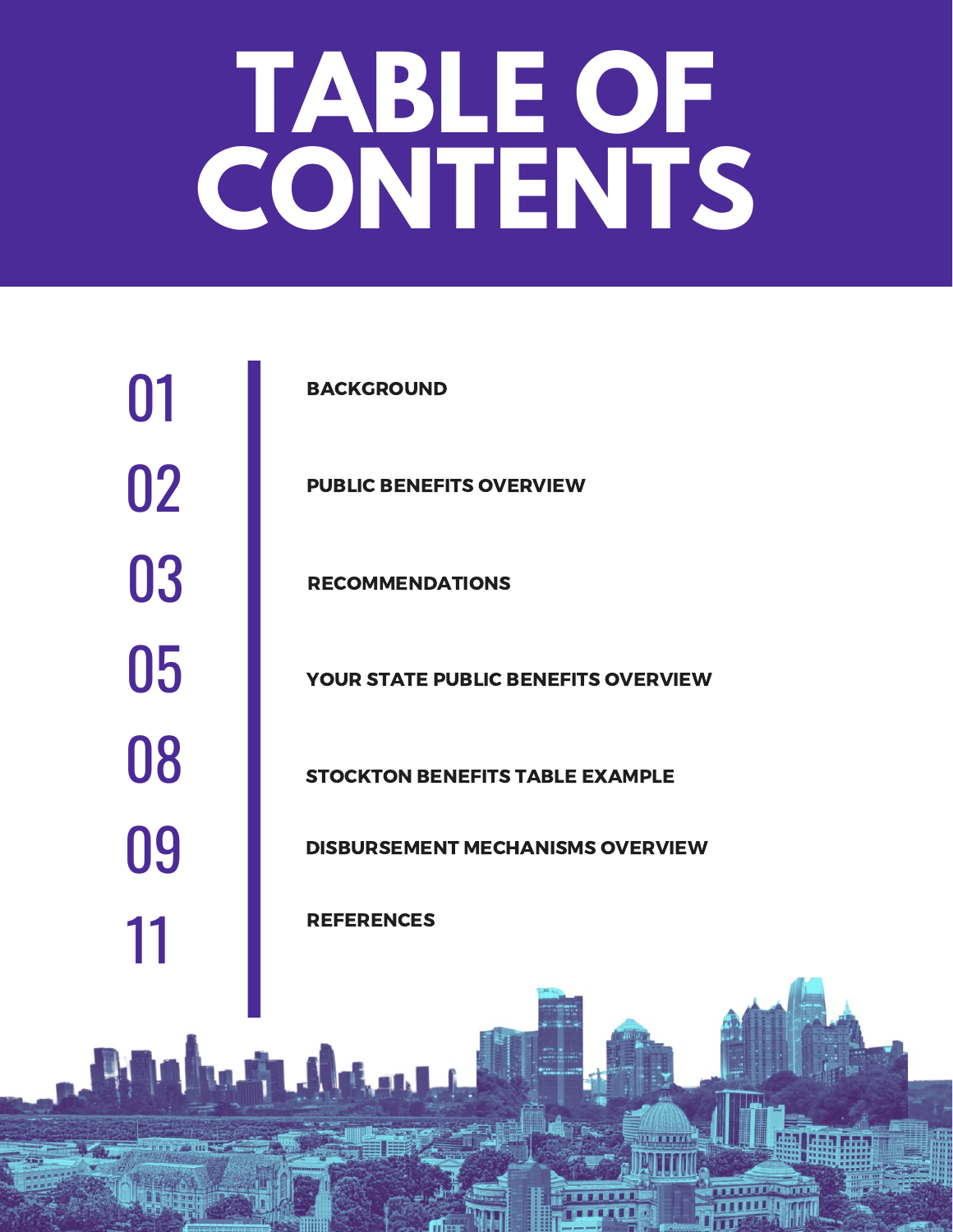# TABLE OF CONTENTS

01 BACKGROUND

02 PUBLIC BENEFITS OVERVIEW

03 RECOMMENDATIONS

05 YOUR STATE PUBLIC BENEFITS OVERVIEW

08 STOCKTON BENEFITS TABLE EXAMPLE

09 DISBURSEMENT MECHANISMS OVERVIEW

11 REFERENCES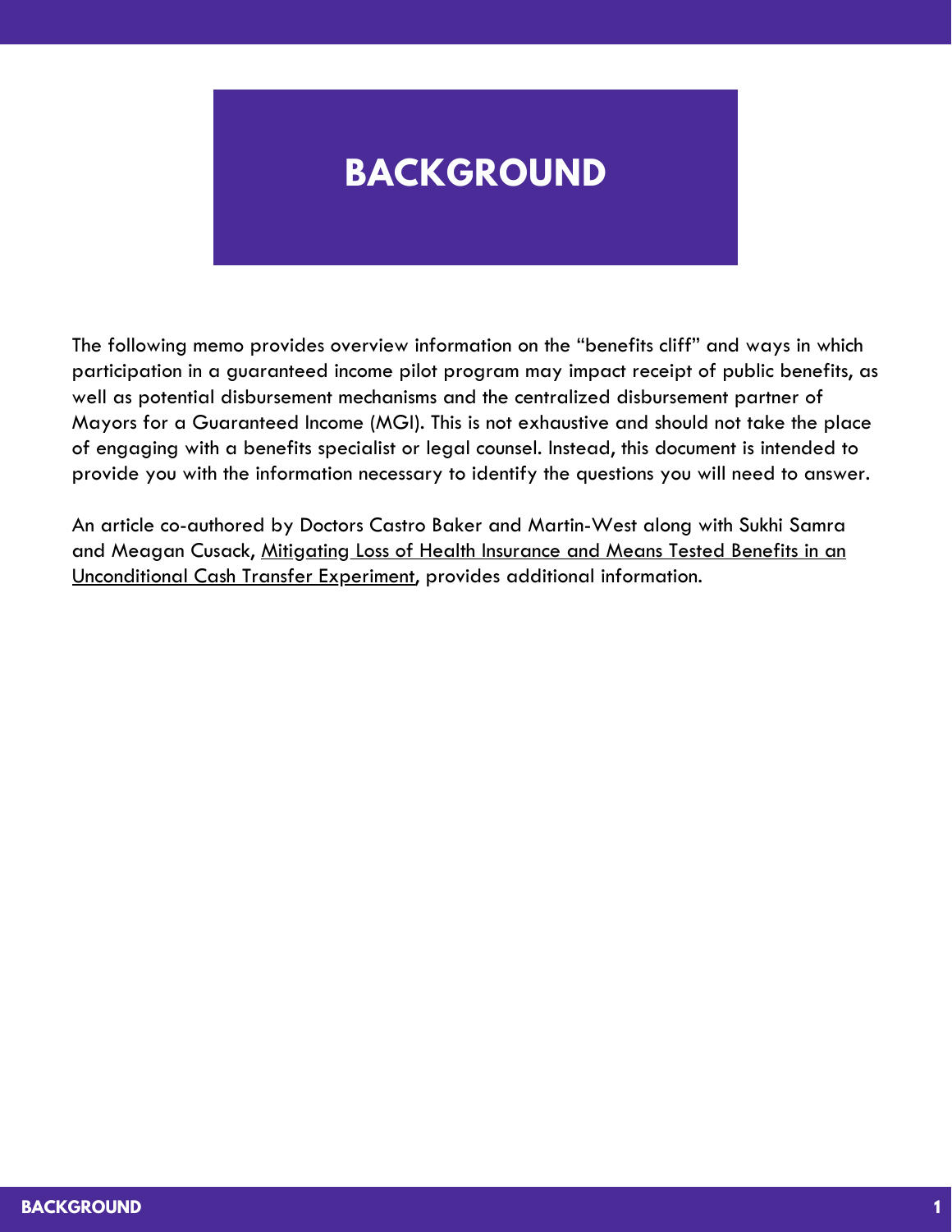# BACKGROUND

The following memo provides overview information on the "benefits cliff" and ways in which participation in a guaranteed income pilot program may impact receipt of public benefits, as well as potential disbursement mechanisms and the centralized disbursement partner of Mayors for a Guaranteed Income (MGI). This is not exhaustive and should not take the place of engaging with a benefits specialist or legal counsel. Instead, this document is intended to provide you with the information necessary to identify the questions you will need to answer.

An article co-authored by Doctors Castro Baker and Martin-West along with Sukhi Samra and Meagan Cusack, Mitigating Loss of Health Insurance and Means Tested Benefits in an Unconditional Cash Transfer Experiment, provides additional information.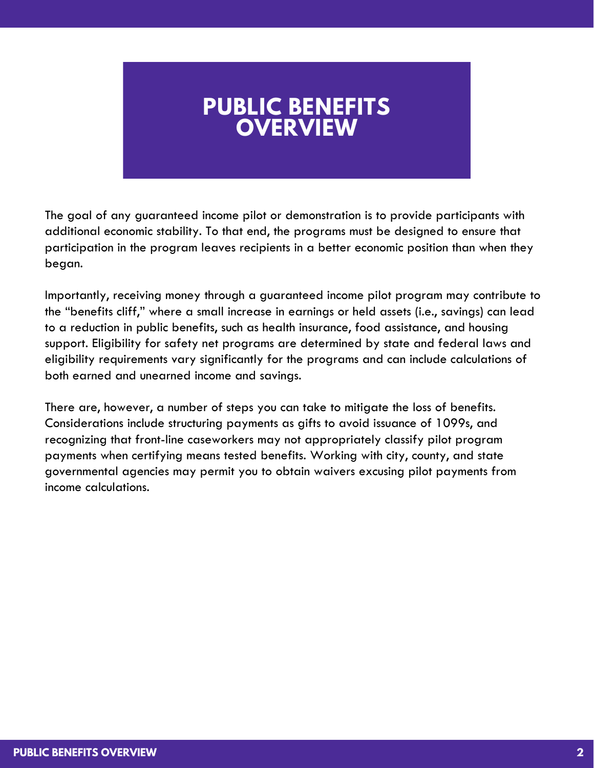# PUBLIC BENEFITS OVERVIEW

The goal of any guaranteed income pilot or demonstration is to provide participants with additional economic stability. To that end, the programs must be designed to ensure that participation in the program leaves recipients in a better economic position than when they began.

Importantly, receiving money through a guaranteed income pilot program may contribute to the "benefits cliff," where a small increase in earnings or held assets (i.e., savings) can lead to a reduction in public benefits, such as health insurance, food assistance, and housing support. Eligibility for safety net programs are determined by state and federal laws and eligibility requirements vary significantly for the programs and can include calculations of both earned and unearned income and savings.

There are, however, a number of steps you can take to mitigate the loss of benefits. Considerations include structuring payments as gifts to avoid issuance of 1099s, and recognizing that front-line caseworkers may not appropriately classify pilot program payments when certifying means tested benefits. Working with city, county, and state governmental agencies may permit you to obtain waivers excusing pilot payments from income calculations.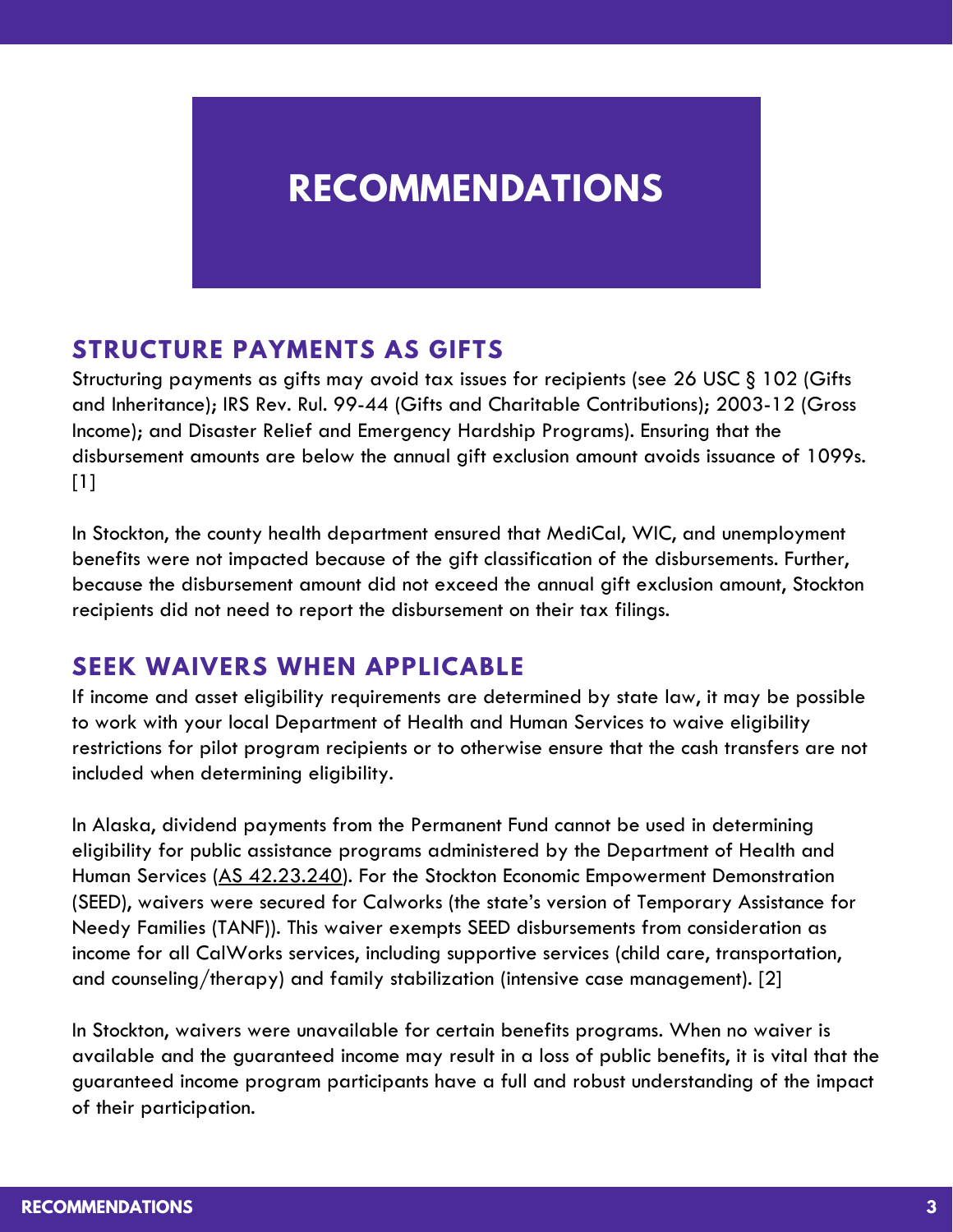# RECOMMENDATIONS

## STRUCTURE PAYMENTS AS GIFTS

Structuring payments as gifts may avoid tax issues for recipients (see 26 USC § 102 (Gifts and Inheritance); IRS Rev. Rul. 99-44 (Gifts and Charitable Contributions); 2003-12 (Gross Income); and Disaster Relief and Emergency Hardship Programs). Ensuring that the disbursement amounts are below the annual gift exclusion amount avoids issuance of 1099s. [1]

In Stockton, the county health department ensured that MediCal, WIC, and unemployment benefits were not impacted because of the gift classification of the disbursements. Further, because the disbursement amount did not exceed the annual gift exclusion amount, Stockton recipients did not need to report the disbursement on their tax filings.

## SEEK WAIVERS WHEN APPLICABLE

If income and asset eligibility requirements are determined by state law, it may be possible to work with your local Department of Health and Human Services to waive eligibility restrictions for pilot program recipients or to otherwise ensure that the cash transfers are not included when determining eligibility.

In Alaska, dividend payments from the Permanent Fund cannot be used in determining eligibility for public assistance programs administered by the Department of Health and Human Services (AS 42.23.240). For the Stockton Economic Empowerment Demonstration (SEED), waivers were secured for Calworks (the state's version of Temporary Assistance for Needy Families (TANF)). This waiver exempts SEED disbursements from consideration as income for all CalWorks services, including supportive services (child care, transportation, and counseling/therapy) and family stabilization (intensive case management). [2]

In Stockton, waivers were unavailable for certain benefits programs. When no waiver is available and the guaranteed income may result in a loss of public benefits, it is vital that the guaranteed income program participants have a full and robust understanding of the impact of their participation.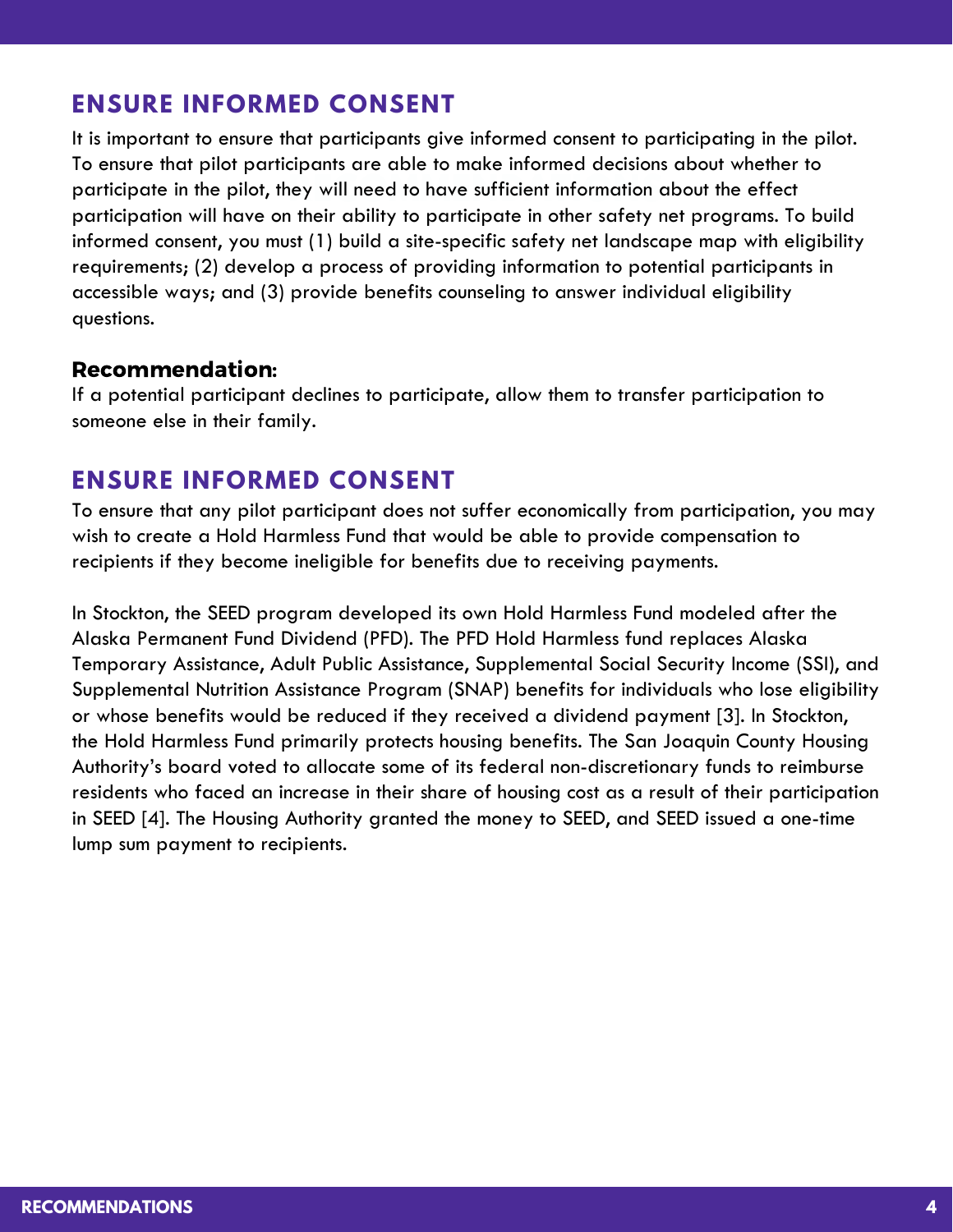## ENSURE INFORMED CONSENT

It is important to ensure that participants give informed consent to participating in the pilot. To ensure that pilot participants are able to make informed decisions about whether to participate in the pilot, they will need to have sufficient information about the effect participation will have on their ability to participate in other safety net programs. To build informed consent, you must (1) build a site-specific safety net landscape map with eligibility requirements; (2) develop a process of providing information to potential participants in accessible ways; and (3) provide benefits counseling to answer individual eligibility questions.

### Recommendation:

If a potential participant declines to participate, allow them to transfer participation to someone else in their family.

## ENSURE INFORMED CONSENT

To ensure that any pilot participant does not suffer economically from participation, you may wish to create a Hold Harmless Fund that would be able to provide compensation to recipients if they become ineligible for benefits due to receiving payments.

In Stockton, the SEED program developed its own Hold Harmless Fund modeled after the Alaska Permanent Fund Dividend (PFD). The PFD Hold Harmless fund replaces Alaska Temporary Assistance, Adult Public Assistance, Supplemental Social Security Income (SSI), and Supplemental Nutrition Assistance Program (SNAP) benefits for individuals who lose eligibility or whose benefits would be reduced if they received a dividend payment [3]. In Stockton, the Hold Harmless Fund primarily protects housing benefits. The San Joaquin County Housing Authority's board voted to allocate some of its federal non-discretionary funds to reimburse residents who faced an increase in their share of housing cost as a result of their participation in SEED [4]. The Housing Authority granted the money to SEED, and SEED issued a one-time lump sum payment to recipients.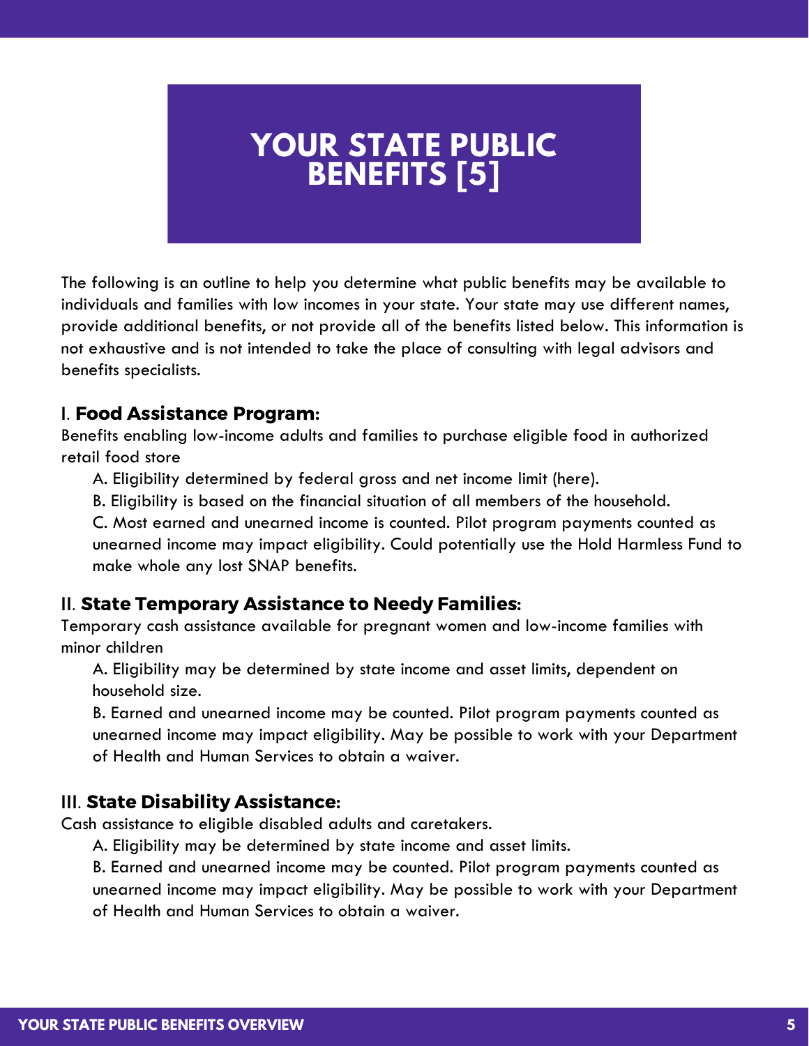# YOUR STATE PUBLIC BENEFITS [5]

The following is an outline to help you determine what public benefits may be available to individuals and families with low incomes in your state. Your state may use different names, provide additional benefits, or not provide all of the benefits listed below. This information is not exhaustive and is not intended to take the place of consulting with legal advisors and benefits specialists.

### I. **Food Assistance Program**:

Benefits enabling low-income adults and families to purchase eligible food in authorized retail food store

A. Eligibility determined by federal gross and net income limit (here).

B. Eligibility is based on the financial situation of all members of the household.

C. Most earned and unearned income is counted. Pilot program payments counted as unearned income may impact eligibility. Could potentially use the Hold Harmless Fund to make whole any lost SNAP benefits.

### II. **State Temporary Assistance to Needy Families**:

Temporary cash assistance available for pregnant women and low-income families with minor children

A. Eligibility may be determined by state income and asset limits, dependent on household size.

B. Earned and unearned income may be counted. Pilot program payments counted as unearned income may impact eligibility. May be possible to work with your Department of Health and Human Services to obtain a waiver.

### III. **State Disability Assistance**:

Cash assistance to eligible disabled adults and caretakers.

A. Eligibility may be determined by state income and asset limits.

B. Earned and unearned income may be counted. Pilot program payments counted as unearned income may impact eligibility. May be possible to work with your Department of Health and Human Services to obtain a waiver.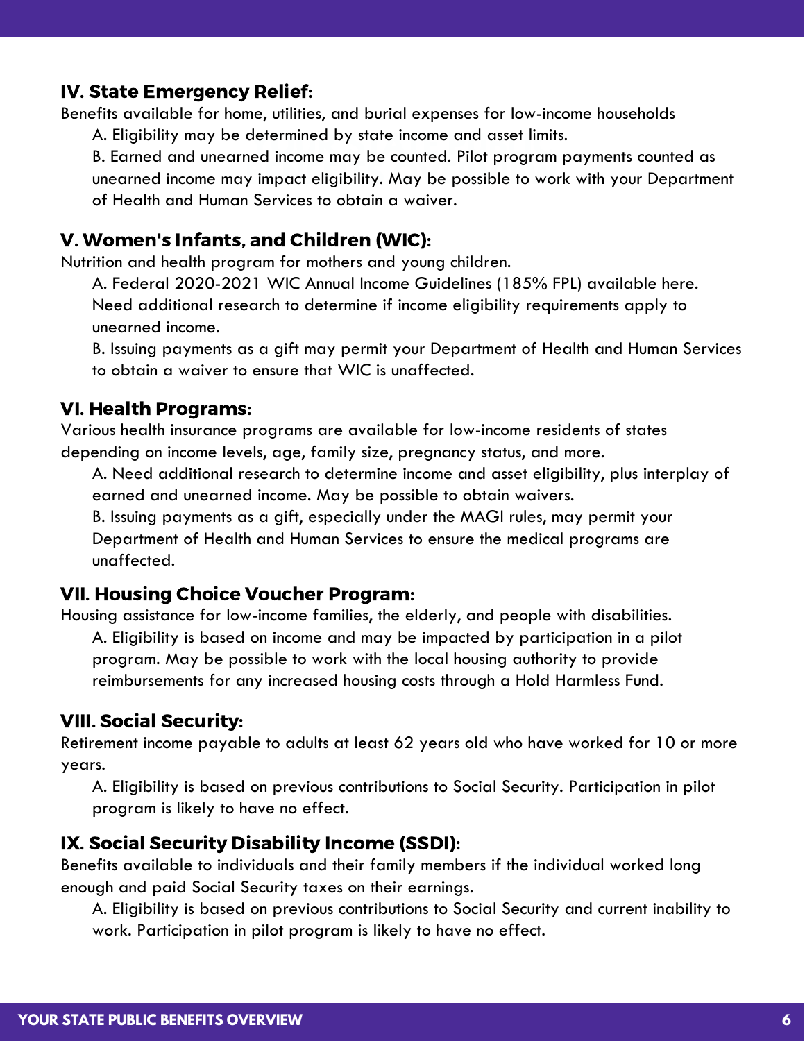### IV. State Emergency Relief:

Benefits available for home, utilities, and burial expenses for low-income households

A. Eligibility may be determined by state income and asset limits.

B. Earned and unearned income may be counted. Pilot program payments counted as unearned income may impact eligibility. May be possible to work with your Department of Health and Human Services to obtain a waiver.

### V. Women's Infants, and Children (WIC):

Nutrition and health program for mothers and young children.

A. Federal 2020-2021 WIC Annual Income Guidelines (185% FPL) available here. Need additional research to determine if income eligibility requirements apply to unearned income.

B. Issuing payments as a gift may permit your Department of Health and Human Services to obtain a waiver to ensure that WIC is unaffected.

### VI. Health Programs:

Various health insurance programs are available for low-income residents of states depending on income levels, age, family size, pregnancy status, and more.

A. Need additional research to determine income and asset eligibility, plus interplay of earned and unearned income. May be possible to obtain waivers.

B. Issuing payments as a gift, especially under the MAGI rules, may permit your Department of Health and Human Services to ensure the medical programs are unaffected.

### VII. Housing Choice Voucher Program:

Housing assistance for low-income families, the elderly, and people with disabilities.

A. Eligibility is based on income and may be impacted by participation in a pilot program. May be possible to work with the local housing authority to provide reimbursements for any increased housing costs through a Hold Harmless Fund.

### VIII. Social Security:

Retirement income payable to adults at least 62 years old who have worked for 10 or more years.

A. Eligibility is based on previous contributions to Social Security. Participation in pilot program is likely to have no effect.

### IX. Social Security Disability Income (SSDI):

Benefits available to individuals and their family members if the individual worked long enough and paid Social Security taxes on their earnings.

A. Eligibility is based on previous contributions to Social Security and current inability to work. Participation in pilot program is likely to have no effect.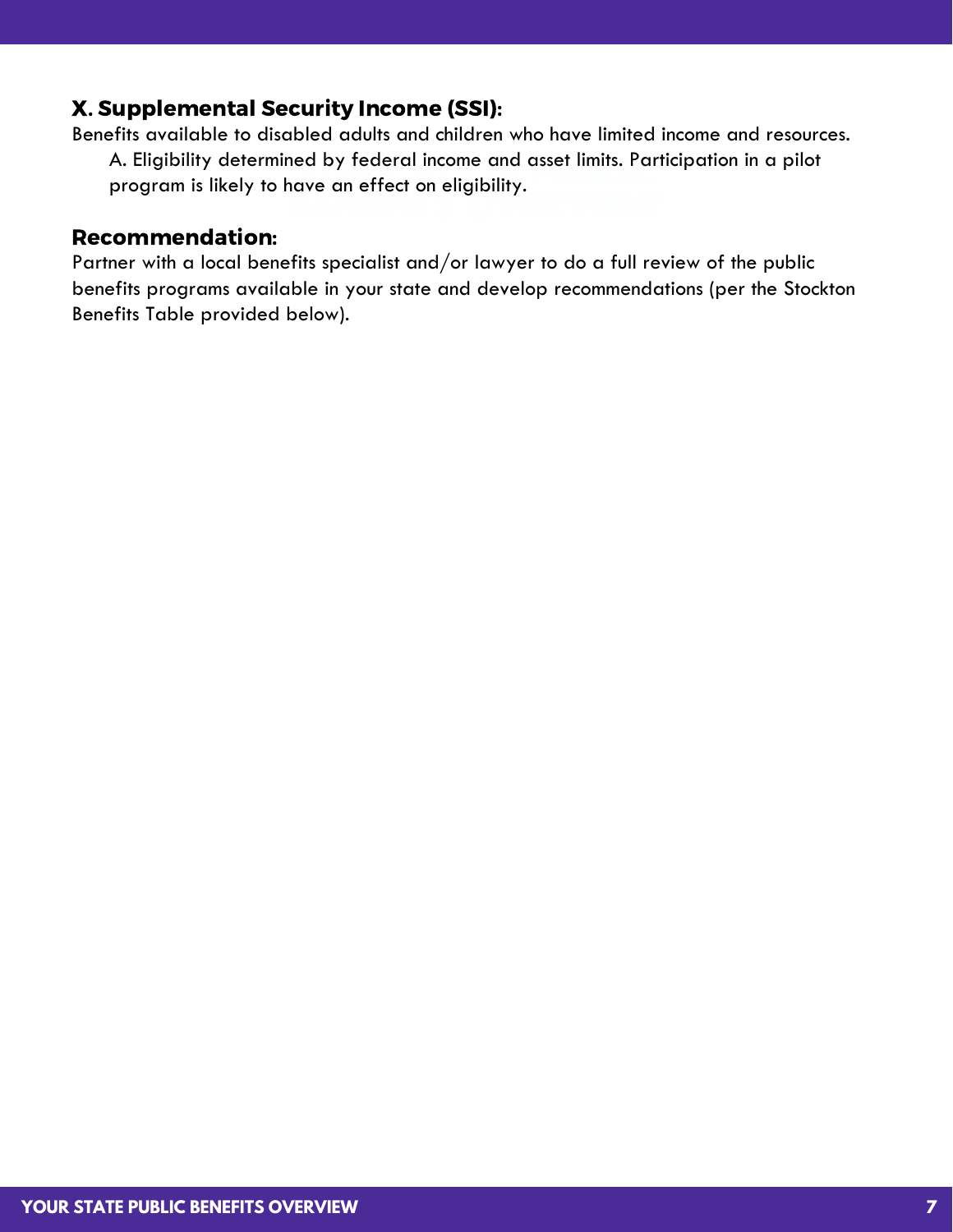### X. Supplemental Security Income (SSI):

Benefits available to disabled adults and children who have limited income and resources.

A. Eligibility determined by federal income and asset limits. Participation in a pilot program is likely to have an effect on eligibility.

### Recommendation:

Partner with a local benefits specialist and/or lawyer to do a full review of the public benefits programs available in your state and develop recommendations (per the Stockton Benefits Table provided below).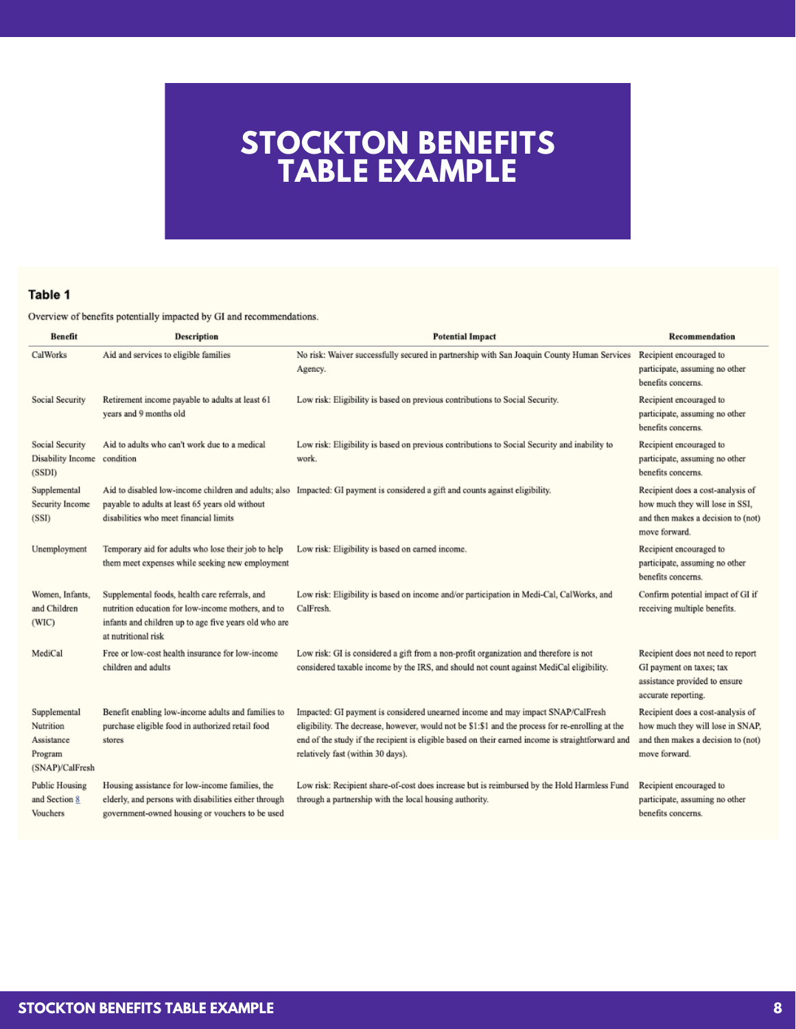# STOCKTON BENEFITS TABLE EXAMPLE

**Table 1**

Overview of benefits potentially impacted by GI and recommendations.

| Benefit | Description | Potential Impact | Recommendation |
|---|---|---|---|
| CalWorks | Aid and services to eligible families | No risk: Waiver successfully secured in partnership with San Joaquin County Human Services Agency. | Recipient encouraged to participate, assuming no other benefits concerns. |
| Social Security | Retirement income payable to adults at least 61 years and 9 months old | Low risk: Eligibility is based on previous contributions to Social Security. | Recipient encouraged to participate, assuming no other benefits concerns. |
| Social Security Disability Income (SSDI) | Aid to adults who can't work due to a medical condition | Low risk: Eligibility is based on previous contributions to Social Security and inability to work. | Recipient encouraged to participate, assuming no other benefits concerns. |
| Supplemental Security Income (SSI) | Aid to disabled low-income children and adults; also payable to adults at least 65 years old without disabilities who meet financial limits | Impacted: GI payment is considered a gift and counts against eligibility. | Recipient does a cost-analysis of how much they will lose in SSI, and then makes a decision to (not) move forward. |
| Unemployment | Temporary aid for adults who lose their job to help them meet expenses while seeking new employment | Low risk: Eligibility is based on earned income. | Recipient encouraged to participate, assuming no other benefits concerns. |
| Women, Infants, and Children (WIC) | Supplemental foods, health care referrals, and nutrition education for low-income mothers, and to infants and children up to age five years old who are at nutritional risk | Low risk: Eligibility is based on income and/or participation in Medi-Cal, CalWorks, and CalFresh. | Confirm potential impact of GI if receiving multiple benefits. |
| MediCal | Free or low-cost health insurance for low-income children and adults | Low risk: GI is considered a gift from a non-profit organization and therefore is not considered taxable income by the IRS, and should not count against MediCal eligibility. | Recipient does not need to report GI payment on taxes; tax assistance provided to ensure accurate reporting. |
| Supplemental Nutrition Assistance Program (SNAP)/CalFresh | Benefit enabling low-income adults and families to purchase eligible food in authorized retail food stores | Impacted: GI payment is considered unearned income and may impact SNAP/CalFresh eligibility. The decrease, however, would not be $1:$1 and the process for re-enrolling at the end of the study if the recipient is eligible based on their earned income is straightforward and relatively fast (within 30 days). | Recipient does a cost-analysis of how much they will lose in SNAP, and then makes a decision to (not) move forward. |
| Public Housing and Section 8 Vouchers | Housing assistance for low-income families, the elderly, and persons with disabilities either through government-owned housing or vouchers to be used | Low risk: Recipient share-of-cost does increase but is reimbursed by the Hold Harmless Fund through a partnership with the local housing authority. | Recipient encouraged to participate, assuming no other benefits concerns. |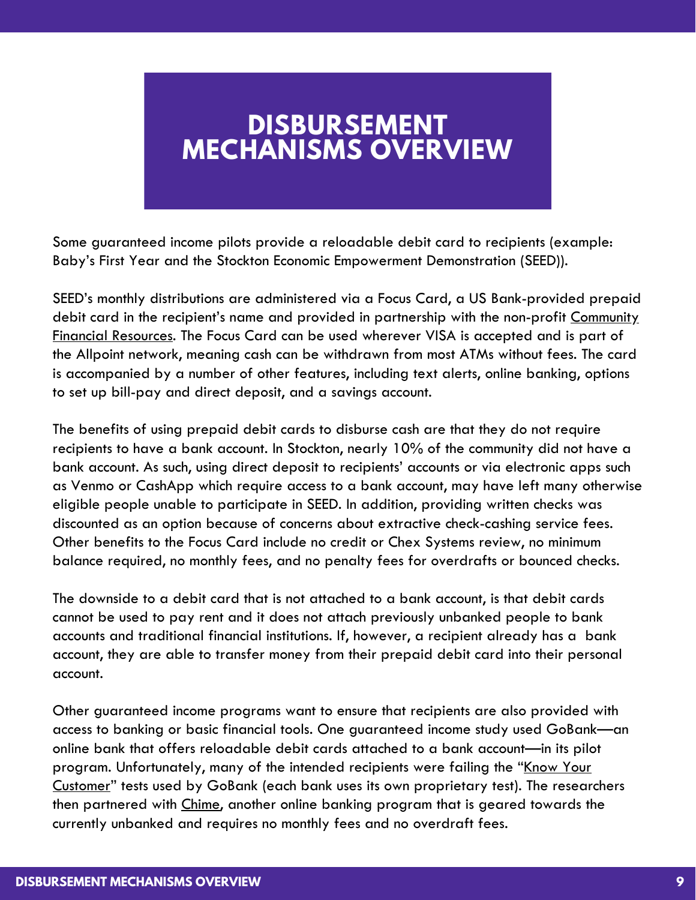# DISBURSEMENT MECHANISMS OVERVIEW

Some guaranteed income pilots provide a reloadable debit card to recipients (example: Baby's First Year and the Stockton Economic Empowerment Demonstration (SEED)).

SEED's monthly distributions are administered via a Focus Card, a US Bank-provided prepaid debit card in the recipient's name and provided in partnership with the non-profit Community Financial Resources. The Focus Card can be used wherever VISA is accepted and is part of the Allpoint network, meaning cash can be withdrawn from most ATMs without fees. The card is accompanied by a number of other features, including text alerts, online banking, options to set up bill-pay and direct deposit, and a savings account.

The benefits of using prepaid debit cards to disburse cash are that they do not require recipients to have a bank account. In Stockton, nearly 10% of the community did not have a bank account. As such, using direct deposit to recipients' accounts or via electronic apps such as Venmo or CashApp which require access to a bank account, may have left many otherwise eligible people unable to participate in SEED. In addition, providing written checks was discounted as an option because of concerns about extractive check-cashing service fees. Other benefits to the Focus Card include no credit or Chex Systems review, no minimum balance required, no monthly fees, and no penalty fees for overdrafts or bounced checks.

The downside to a debit card that is not attached to a bank account, is that debit cards cannot be used to pay rent and it does not attach previously unbanked people to bank accounts and traditional financial institutions. If, however, a recipient already has a bank account, they are able to transfer money from their prepaid debit card into their personal account.

Other guaranteed income programs want to ensure that recipients are also provided with access to banking or basic financial tools. One guaranteed income study used GoBank—an online bank that offers reloadable debit cards attached to a bank account—in its pilot program. Unfortunately, many of the intended recipients were failing the "Know Your Customer" tests used by GoBank (each bank uses its own proprietary test). The researchers then partnered with Chime, another online banking program that is geared towards the currently unbanked and requires no monthly fees and no overdraft fees.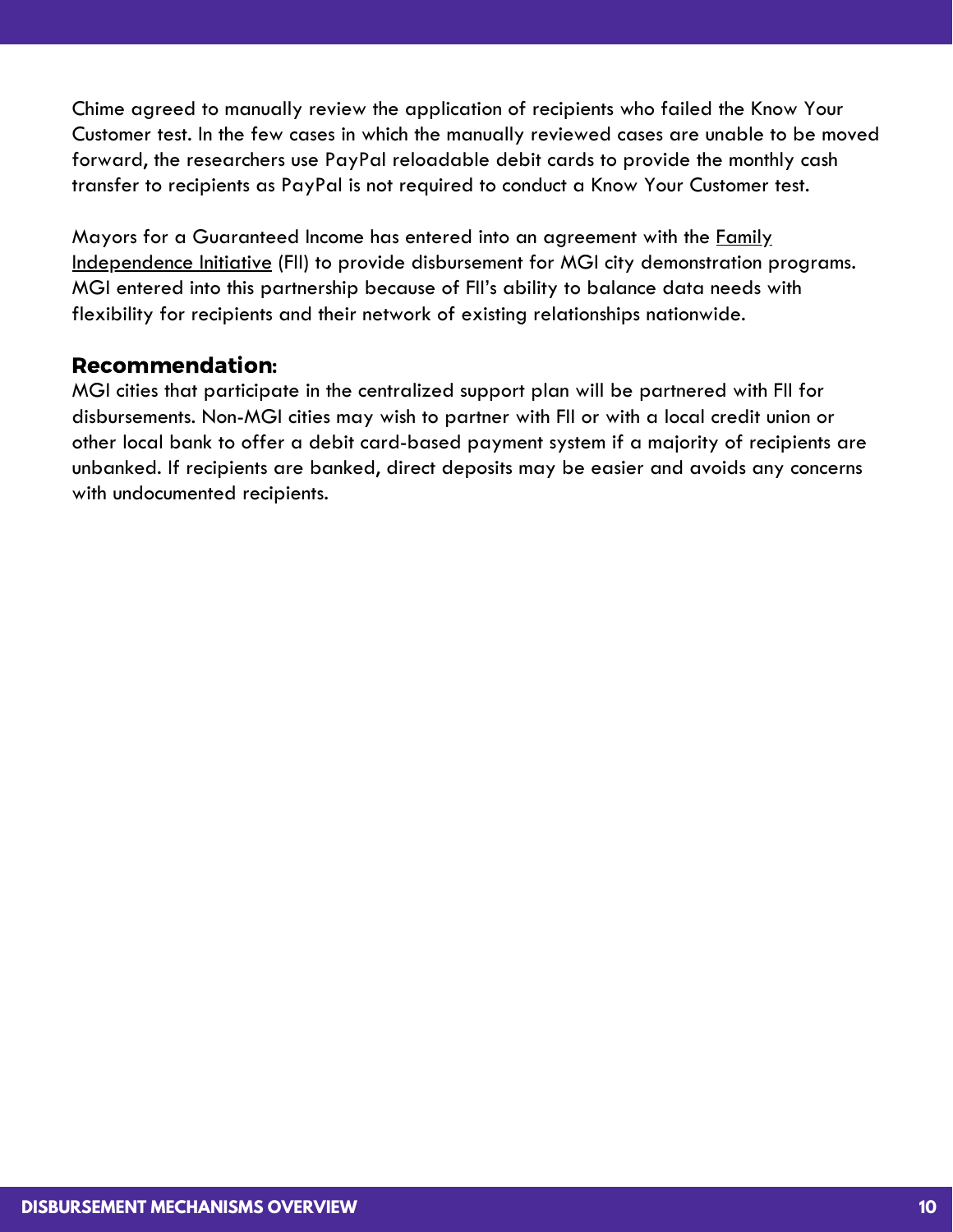Chime agreed to manually review the application of recipients who failed the Know Your Customer test. In the few cases in which the manually reviewed cases are unable to be moved forward, the researchers use PayPal reloadable debit cards to provide the monthly cash transfer to recipients as PayPal is not required to conduct a Know Your Customer test.

Mayors for a Guaranteed Income has entered into an agreement with the Family Independence Initiative (FII) to provide disbursement for MGI city demonstration programs. MGI entered into this partnership because of FII's ability to balance data needs with flexibility for recipients and their network of existing relationships nationwide.

**Recommendation:**
MGI cities that participate in the centralized support plan will be partnered with FII for disbursements. Non-MGI cities may wish to partner with FII or with a local credit union or other local bank to offer a debit card-based payment system if a majority of recipients are unbanked. If recipients are banked, direct deposits may be easier and avoids any concerns with undocumented recipients.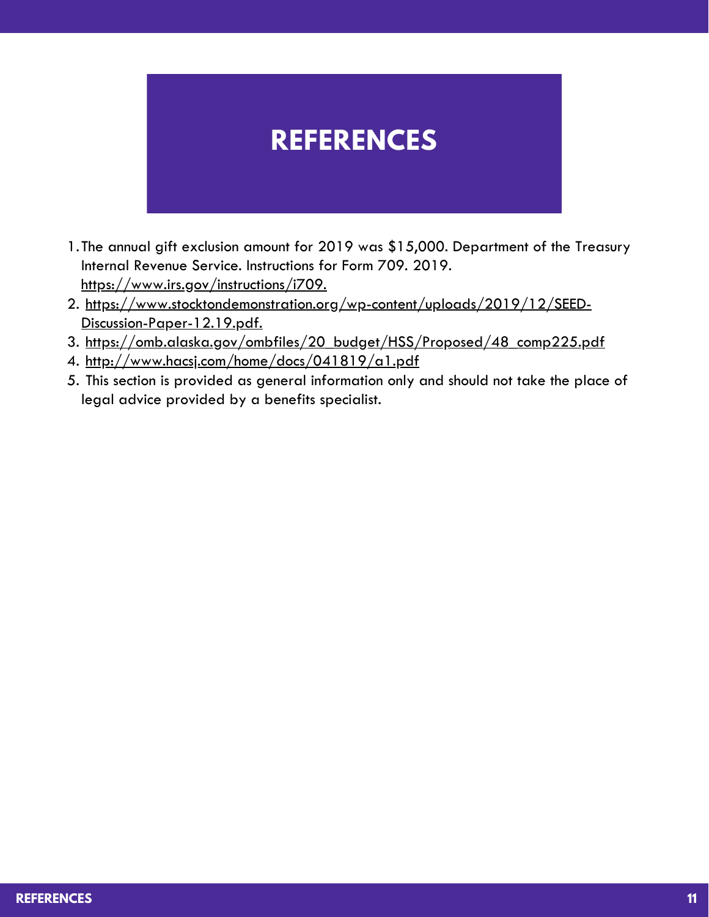# REFERENCES

1. The annual gift exclusion amount for 2019 was $15,000. Department of the Treasury Internal Revenue Service. Instructions for Form 709. 2019. https://www.irs.gov/instructions/i709.
2. https://www.stocktondemonstration.org/wp-content/uploads/2019/12/SEED-Discussion-Paper-12.19.pdf.
3. https://omb.alaska.gov/ombfiles/20_budget/HSS/Proposed/48_comp225.pdf
4. http://www.hacsj.com/home/docs/041819/a1.pdf
5. This section is provided as general information only and should not take the place of legal advice provided by a benefits specialist.